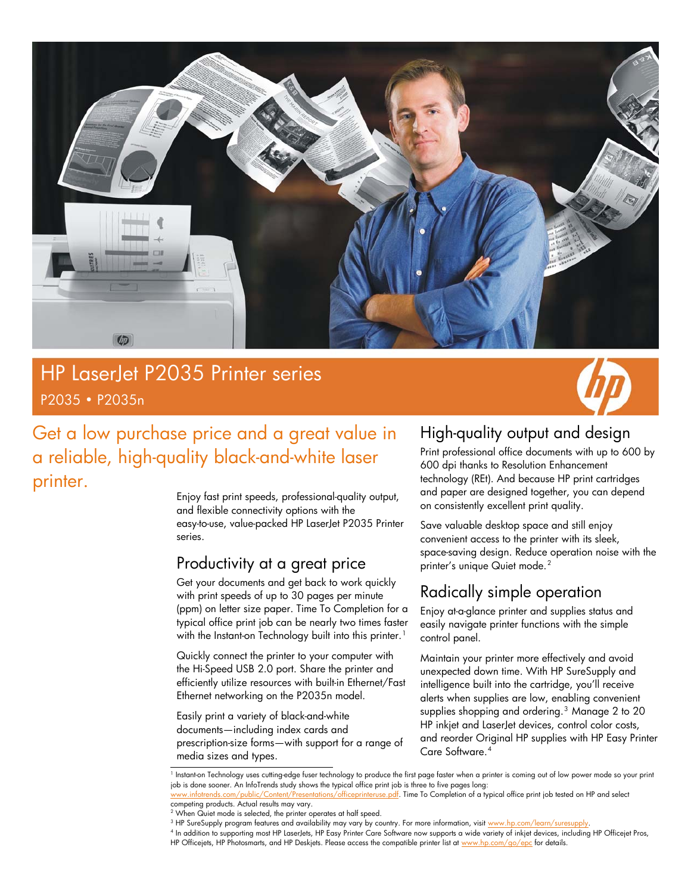# HP LaserJet P2035 Printer series

P2035 • P2035n

## Get a low purchase price and a great value in a reliable, high-quality black-and-white laser printer.

Enjoy fast print speeds, professional-quality output, and flexible connectivity options with the easy-to-use, value-packed HP LaserJet P2035 Printer series.

### Productivity at a great price

Get your documents and get back to work quickly with print speeds of up to 30 pages per minute (ppm) on letter size paper. Time To Completion for a typical office print job can be nearly two times faster with the Instant-on Technology built into this printer.[1]

Quickly connect the printer to your computer with the Hi-Speed USB 2.0 port. Share the printer and efficiently utilize resources with built-in Ethernet/Fast Ethernet networking on the P2035n model.

Easily print a variety of black-and-white documents—including index cards and prescription-size forms—with support for a range of media sizes and types.

### High-quality output and design

Print professional office documents with up to 600 by 600 dpi thanks to Resolution Enhancement technology (REt). And because HP print cartridges and paper are designed together, you can depend on consistently excellent print quality.

Save valuable desktop space and still enjoy convenient access to the printer with its sleek, space-saving design. Reduce operation noise with the printer's unique Quiet mode.[2]

### Radically simple operation

Enjoy at-a-glance printer and supplies status and easily navigate printer functions with the simple control panel.

Maintain your printer more effectively and avoid unexpected down time. With HP SureSupply and intelligence built into the cartridge, you'll receive alerts when supplies are low, enabling convenient supplies shopping and ordering.[3] Manage 2 to 20 HP inkjet and LaserJet devices, control color costs, and reorder Original HP supplies with HP Easy Printer Care Software.[4]

---

[1] Instant-on Technology uses cutting-edge fuser technology to produce the first page faster when a printer is coming out of low power mode so your print job is done sooner. An InfoTrends study shows the typical office print job is three to five pages long: www.infotrends.com/public/Content/Presentations/officeprinteruse.pdf. Time To Completion of a typical office print job tested on HP and select competing products. Actual results may vary.

[2] When Quiet mode is selected, the printer operates at half speed.

[3] HP SureSupply program features and availability may vary by country. For more information, visit www.hp.com/learn/suresupply.

[4] In addition to supporting most HP LaserJets, HP Easy Printer Care Software now supports a wide variety of inkjet devices, including HP Officejet Pros, HP Officejets, HP Photosmarts, and HP Deskjets. Please access the compatible printer list at www.hp.com/go/epc for details.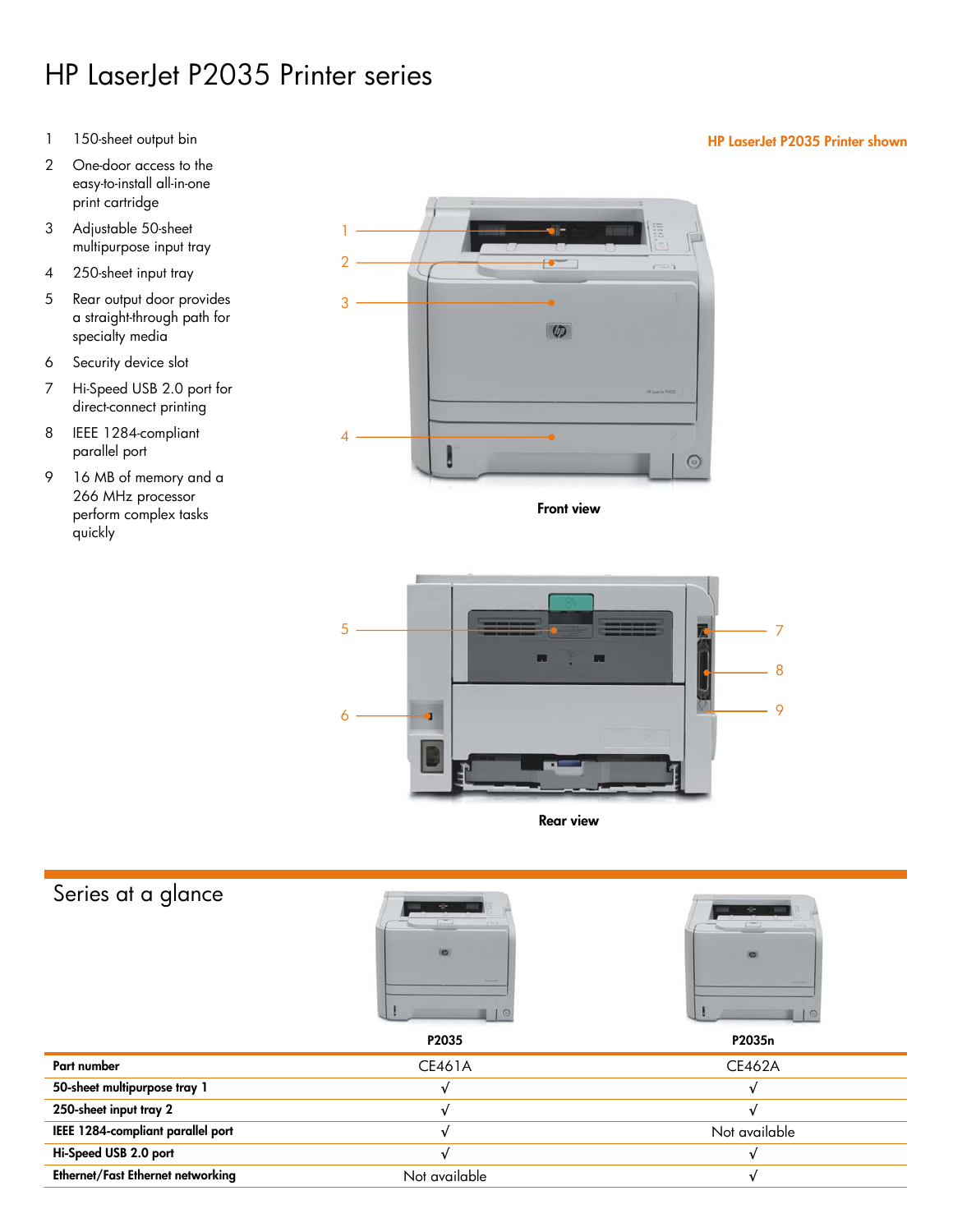# HP LaserJet P2035 Printer series

1. 150-sheet output bin
2. One-door access to the easy-to-install all-in-one print cartridge
3. Adjustable 50-sheet multipurpose input tray
4. 250-sheet input tray
5. Rear output door provides a straight-through path for specialty media
6. Security device slot
7. Hi-Speed USB 2.0 port for direct-connect printing
8. IEEE 1284-compliant parallel port
9. 16 MB of memory and a 266 MHz processor perform complex tasks quickly

**HP LaserJet P2035 Printer shown**

**Front view**

**Rear view**

## Series at a glance

| | P2035 | P2035n |
|---|---|---|
| **Part number** | CE461A | CE462A |
| **50-sheet multipurpose tray 1** | √ | √ |
| **250-sheet input tray 2** | √ | √ |
| **IEEE 1284-compliant parallel port** | √ | Not available |
| **Hi-Speed USB 2.0 port** | √ | √ |
| **Ethernet/Fast Ethernet networking** | Not available | √ |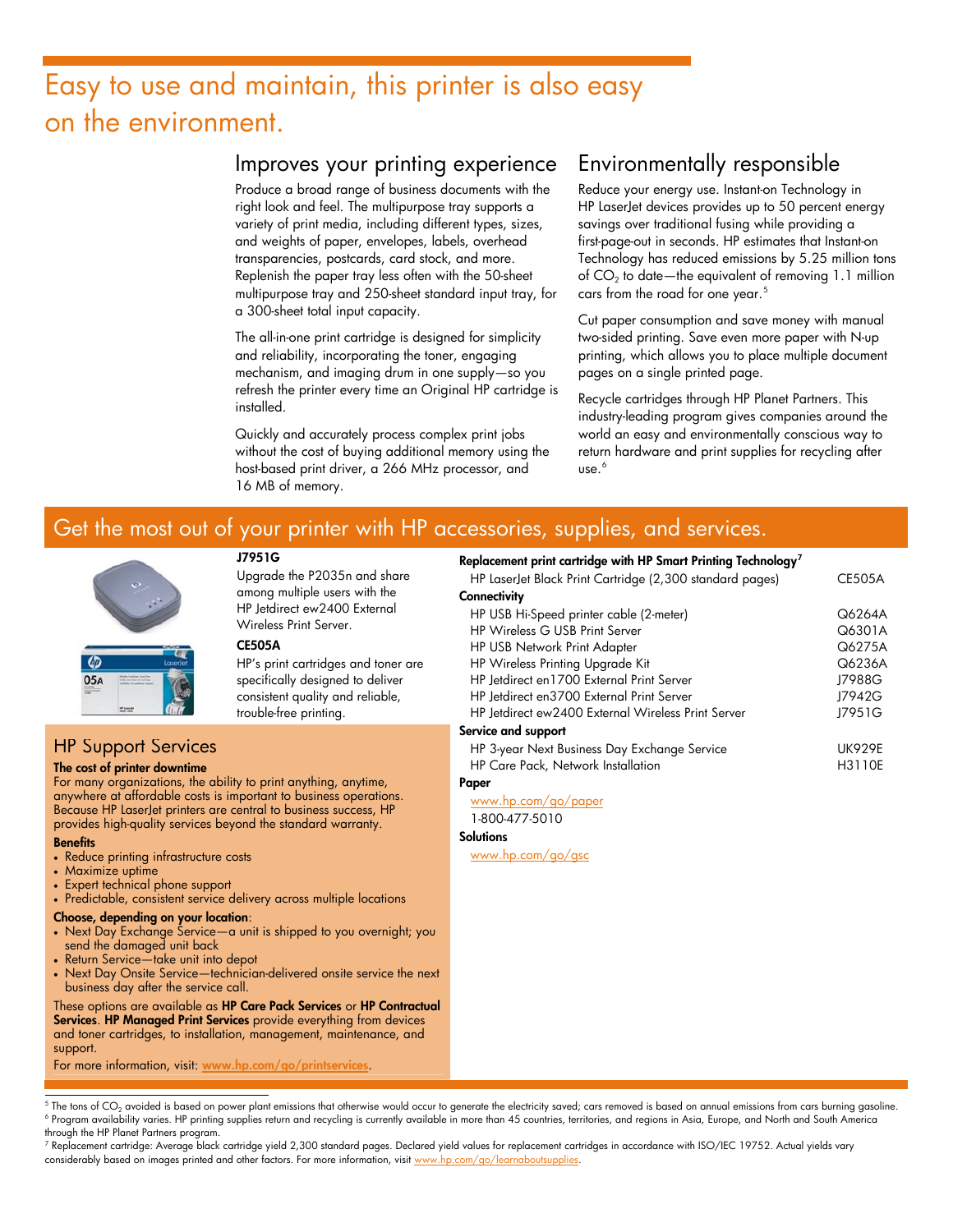# Easy to use and maintain, this printer is also easy on the environment.

## Improves your printing experience

Produce a broad range of business documents with the right look and feel. The multipurpose tray supports a variety of print media, including different types, sizes, and weights of paper, envelopes, labels, overhead transparencies, postcards, card stock, and more. Replenish the paper tray less often with the 50-sheet multipurpose tray and 250-sheet standard input tray, for a 300-sheet total input capacity.

The all-in-one print cartridge is designed for simplicity and reliability, incorporating the toner, engaging mechanism, and imaging drum in one supply—so you refresh the printer every time an Original HP cartridge is installed.

Quickly and accurately process complex print jobs without the cost of buying additional memory using the host-based print driver, a 266 MHz processor, and 16 MB of memory.

## Environmentally responsible

Reduce your energy use. Instant-on Technology in HP LaserJet devices provides up to 50 percent energy savings over traditional fusing while providing a first-page-out in seconds. HP estimates that Instant-on Technology has reduced emissions by 5.25 million tons of $CO_2$ to date—the equivalent of removing 1.1 million cars from the road for one year.[5]

Cut paper consumption and save money with manual two-sided printing. Save even more paper with N-up printing, which allows you to place multiple document pages on a single printed page.

Recycle cartridges through HP Planet Partners. This industry-leading program gives companies around the world an easy and environmentally conscious way to return hardware and print supplies for recycling after use.[6]

## Get the most out of your printer with HP accessories, supplies, and services.

**J7951G**

Upgrade the P2035n and share among multiple users with the HP Jetdirect ew2400 External Wireless Print Server.

**CE505A**

HP's print cartridges and toner are specifically designed to deliver consistent quality and reliable, trouble-free printing.

**Replacement print cartridge with HP Smart Printing Technology**[7]

| Item | Product number |
|---|---|
| HP LaserJet Black Print Cartridge (2,300 standard pages) | CE505A |
| **Connectivity** | |
| HP USB Hi-Speed printer cable (2-meter) | Q6264A |
| HP Wireless G USB Print Server | Q6301A |
| HP USB Network Print Adapter | Q6275A |
| HP Wireless Printing Upgrade Kit | Q6236A |
| HP Jetdirect en1700 External Print Server | J7988G |
| HP Jetdirect en3700 External Print Server | J7942G |
| HP Jetdirect ew2400 External Wireless Print Server | J7951G |
| **Service and support** | |
| HP 3-year Next Business Day Exchange Service | UK929E |
| HP Care Pack, Network Installation | H3110E |

**Paper**

www.hp.com/go/paper

1-800-477-5010

**Solutions**

www.hp.com/go/gsc

### HP Support Services

**The cost of printer downtime**

For many organizations, the ability to print anything, anytime, anywhere at affordable costs is important to business operations. Because HP LaserJet printers are central to business success, HP provides high-quality services beyond the standard warranty.

**Benefits**

- Reduce printing infrastructure costs
- Maximize uptime
- Expert technical phone support
- Predictable, consistent service delivery across multiple locations

**Choose, depending on your location**:

- Next Day Exchange Service—a unit is shipped to you overnight; you send the damaged unit back
- Return Service—take unit into depot
- Next Day Onsite Service—technician-delivered onsite service the next business day after the service call.

These options are available as **HP Care Pack Services** or **HP Contractual Services**. **HP Managed Print Services** provide everything from devices and toner cartridges, to installation, management, maintenance, and support.

For more information, visit: **www.hp.com/go/printservices**.

---

[5] The tons of $CO_2$ avoided is based on power plant emissions that otherwise would occur to generate the electricity saved; cars removed is based on annual emissions from cars burning gasoline.

[6] Program availability varies. HP printing supplies return and recycling is currently available in more than 45 countries, territories, and regions in Asia, Europe, and North and South America through the HP Planet Partners program.

[7] Replacement cartridge: Average black cartridge yield 2,300 standard pages. Declared yield values for replacement cartridges in accordance with ISO/IEC 19752. Actual yields vary considerably based on images printed and other factors. For more information, visit www.hp.com/go/learnaboutsupplies.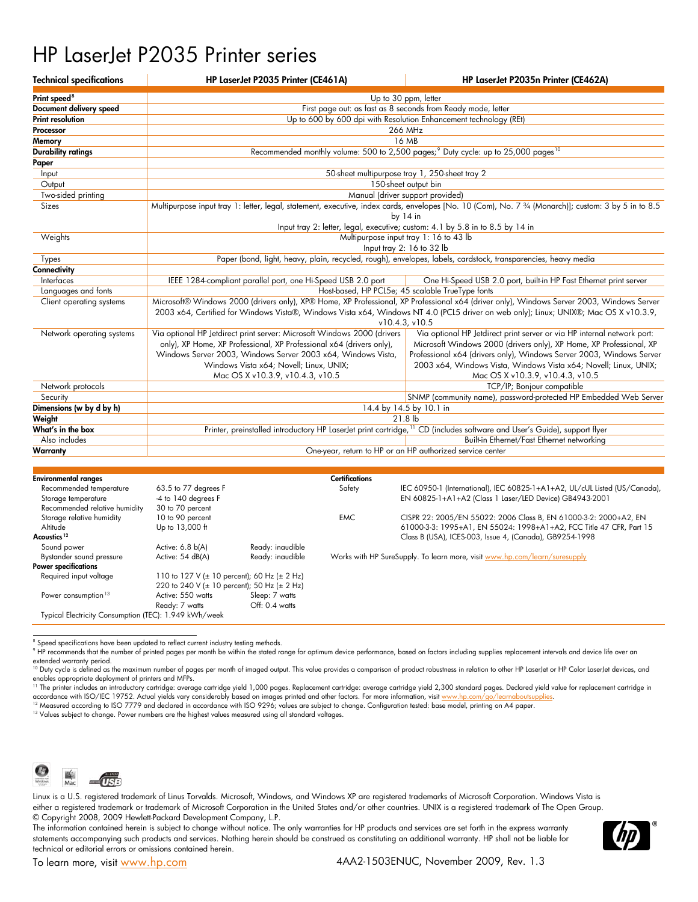# HP LaserJet P2035 Printer series

| Technical specifications | HP LaserJet P2035 Printer (CE461A) | HP LaserJet P2035n Printer (CE462A) |
|---|---|---|
| **Print speed**[8] | Up to 30 ppm, letter | |
| **Document delivery speed** | First page out: as fast as 8 seconds from Ready mode, letter | |
| **Print resolution** | Up to 600 by 600 dpi with Resolution Enhancement technology (REt) | |
| **Processor** | 266 MHz | |
| **Memory** | 16 MB | |
| **Durability ratings** | Recommended monthly volume: 500 to 2,500 pages;[9] Duty cycle: up to 25,000 pages[10] | |
| **Paper** | | |
| Input | 50-sheet multipurpose tray 1, 250-sheet tray 2 | |
| Output | 150-sheet output bin | |
| Two-sided printing | Manual (driver support provided) | |
| Sizes | Multipurpose input tray 1: letter, legal, statement, executive, index cards, envelopes [No. 10 (Com), No. 7 ¾ (Monarch)]; custom: 3 by 5 in to 8.5 by 14 in<br>Input tray 2: letter, legal, executive; custom: 4.1 by 5.8 in to 8.5 by 14 in | |
| Weights | Multipurpose input tray 1: 16 to 43 lb<br>Input tray 2: 16 to 32 lb | |
| Types | Paper (bond, light, heavy, plain, recycled, rough), envelopes, labels, cardstock, transparencies, heavy media | |
| **Connectivity** | | |
| Interfaces | IEEE 1284-compliant parallel port, one Hi-Speed USB 2.0 port | One Hi-Speed USB 2.0 port, built-in HP Fast Ethernet print server |
| Languages and fonts | Host-based, HP PCL5e; 45 scalable TrueType fonts | |
| Client operating systems | Microsoft® Windows 2000 (drivers only), XP® Home, XP Professional, XP Professional x64 (driver only), Windows Server 2003, Windows Server 2003 x64, Certified for Windows Vista®, Windows Vista x64, Windows NT 4.0 (PCL5 driver on web only); Linux; UNIX®; Mac OS X v10.3.9, v10.4.3, v10.5 | |
| Network operating systems | Via optional HP Jetdirect print server: Microsoft Windows 2000 (drivers only), XP Home, XP Professional, XP Professional x64 (drivers only), Windows Server 2003, Windows Server 2003 x64, Windows Vista, Windows Vista x64; Novell; Linux, UNIX; Mac OS X v10.3.9, v10.4.3, v10.5 | Via optional HP Jetdirect print server or via HP internal network port: Microsoft Windows 2000 (drivers only), XP Home, XP Professional, XP Professional x64 (drivers only), Windows Server 2003, Windows Server 2003 x64, Windows Vista, Windows Vista x64; Novell; Linux, UNIX; Mac OS X v10.3.9, v10.4.3, v10.5 |
| Network protocols | | TCP/IP; Bonjour compatible |
| Security | | SNMP (community name), password-protected HP Embedded Web Server |
| **Dimensions (w by d by h)** | 14.4 by 14.5 by 10.1 in | |
| **Weight** | 21.8 lb | |
| **What's in the box** | Printer, preinstalled introductory HP LaserJet print cartridge,[11] CD (includes software and User's Guide), support flyer | |
| Also includes | | Built-in Ethernet/Fast Ethernet networking |
| **Warranty** | One-year, return to HP or an HP authorized service center | |

**Environmental ranges**

| | | |
|---|---|---|
| Recommended temperature | 63.5 to 77 degrees F | |
| Storage temperature | -4 to 140 degrees F | |
| Recommended relative humidity | 30 to 70 percent | |
| Storage relative humidity | 10 to 90 percent | |
| Altitude | Up to 13,000 ft | |
| **Acoustics**[12] | | |
| Sound power | Active: 6.8 b(A) | Ready: inaudible |
| Bystander sound pressure | Active: 54 dB(A) | Ready: inaudible |
| **Power specifications** | | |
| Required input voltage | 110 to 127 V (± 10 percent); 60 Hz (± 2 Hz)<br>220 to 240 V (± 10 percent); 50 Hz (± 2 Hz) | |
| Power consumption[13] | Active: 550 watts<br>Ready: 7 watts | Sleep: 7 watts<br>Off: 0.4 watts |
| Typical Electricity Consumption (TEC): 1.949 kWh/week | | |

**Certifications**

| | |
|---|---|
| Safety | IEC 60950-1 (International), IEC 60825-1+A1+A2, UL/cUL Listed (US/Canada), EN 60825-1+A1+A2 (Class 1 Laser/LED Device) GB4943-2001 |
| EMC | CISPR 22: 2005/EN 55022: 2006 Class B, EN 61000-3-2: 2000+A2, EN 61000-3-3: 1995+A1, EN 55024: 1998+A1+A2, FCC Title 47 CFR, Part 15 Class B (USA), ICES-003, Issue 4, (Canada), GB9254-1998 |

Works with HP SureSupply. To learn more, visit www.hp.com/learn/suresupply

[8] Speed specifications have been updated to reflect current industry testing methods.
[9] HP recommends that the number of printed pages per month be within the stated range for optimum device performance, based on factors including supplies replacement intervals and device life over an extended warranty period.
[10] Duty cycle is defined as the maximum number of pages per month of imaged output. This value provides a comparison of product robustness in relation to other HP LaserJet or HP Color LaserJet devices, and enables appropriate deployment of printers and MFPs.
[11] The printer includes an introductory cartridge: average cartridge yield 1,000 pages. Replacement cartridge: average cartridge yield 2,300 standard pages. Declared yield value for replacement cartridge in accordance with ISO/IEC 19752. Actual yields vary considerably based on images printed and other factors. For more information, visit www.hp.com/go/learnaboutsupplies.
[12] Measured according to ISO 7779 and declared in accordance with ISO 9296; values are subject to change. Configuration tested: base model, printing on A4 paper.
[13] Values subject to change. Power numbers are the highest values measured using all standard voltages.

Linux is a U.S. registered trademark of Linus Torvalds. Microsoft, Windows, and Windows XP are registered trademarks of Microsoft Corporation. Windows Vista is either a registered trademark or trademark of Microsoft Corporation in the United States and/or other countries. UNIX is a registered trademark of The Open Group.
© Copyright 2008, 2009 Hewlett-Packard Development Company, L.P.
The information contained herein is subject to change without notice. The only warranties for HP products and services are set forth in the express warranty statements accompanying such products and services. Nothing herein should be construed as constituting an additional warranty. HP shall not be liable for technical or editorial errors or omissions contained herein.

To learn more, visit www.hp.com

4AA2-1503ENUC, November 2009, Rev. 1.3